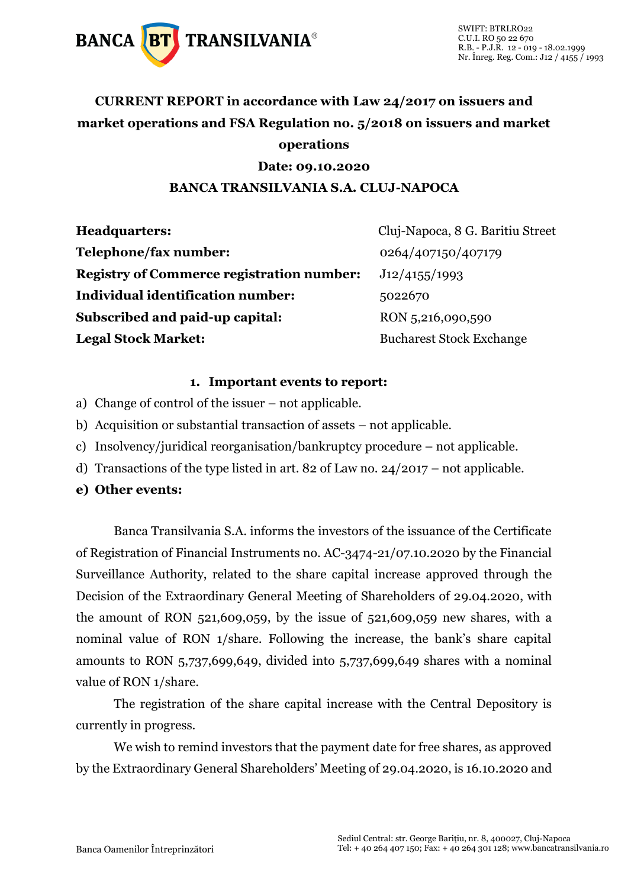**CURRENT REPORT in accordance with Law 24/2017 on issuers and market operations and FSA Regulation no. 5/2018 on issuers and market operations**

**Date: 09.10.2020**

**BANCA TRANSILVANIA S.A. CLUJ-NAPOCA**

| | |
|---|---|
| **Headquarters:** | Cluj-Napoca, 8 G. Baritiu Street |
| **Telephone/fax number:** | 0264/407150/407179 |
| **Registry of Commerce registration number:** | J12/4155/1993 |
| **Individual identification number:** | 5022670 |
| **Subscribed and paid-up capital:** | RON 5,216,090,590 |
| **Legal Stock Market:** | Bucharest Stock Exchange |

**1. Important events to report:**

a) Change of control of the issuer – not applicable.

b) Acquisition or substantial transaction of assets – not applicable.

c) Insolvency/juridical reorganisation/bankruptcy procedure – not applicable.

d) Transactions of the type listed in art. 82 of Law no. 24/2017 – not applicable.

**e) Other events:**

Banca Transilvania S.A. informs the investors of the issuance of the Certificate of Registration of Financial Instruments no. AC-3474-21/07.10.2020 by the Financial Surveillance Authority, related to the share capital increase approved through the Decision of the Extraordinary General Meeting of Shareholders of 29.04.2020, with the amount of RON 521,609,059, by the issue of 521,609,059 new shares, with a nominal value of RON 1/share. Following the increase, the bank's share capital amounts to RON 5,737,699,649, divided into 5,737,699,649 shares with a nominal value of RON 1/share.

The registration of the share capital increase with the Central Depository is currently in progress.

We wish to remind investors that the payment date for free shares, as approved by the Extraordinary General Shareholders' Meeting of 29.04.2020, is 16.10.2020 and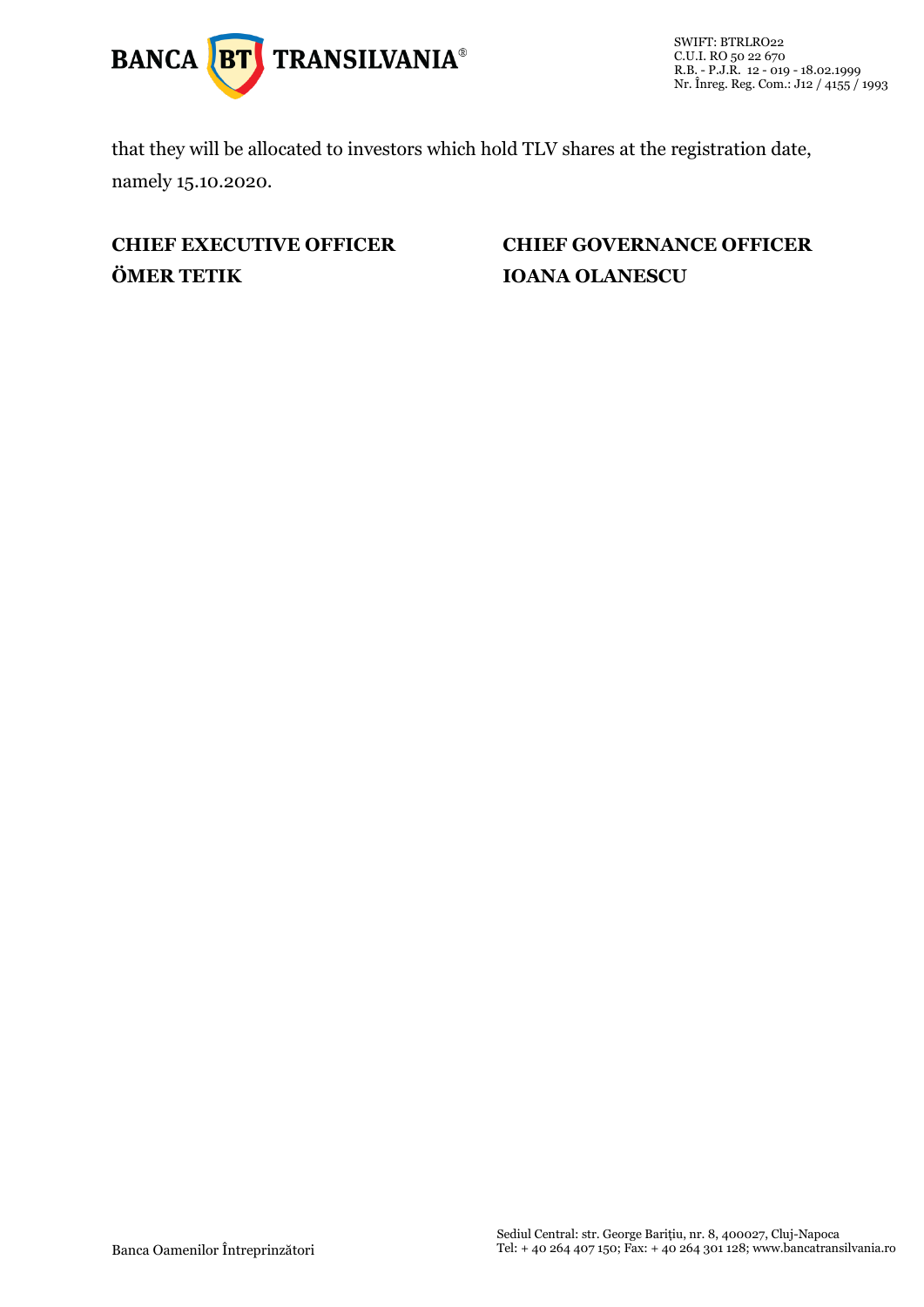that they will be allocated to investors which hold TLV shares at the registration date, namely 15.10.2020.

| | |
|---|---|
| **CHIEF EXECUTIVE OFFICER** | **CHIEF GOVERNANCE OFFICER** |
| **ÖMER TETIK** | **IOANA OLANESCU** |